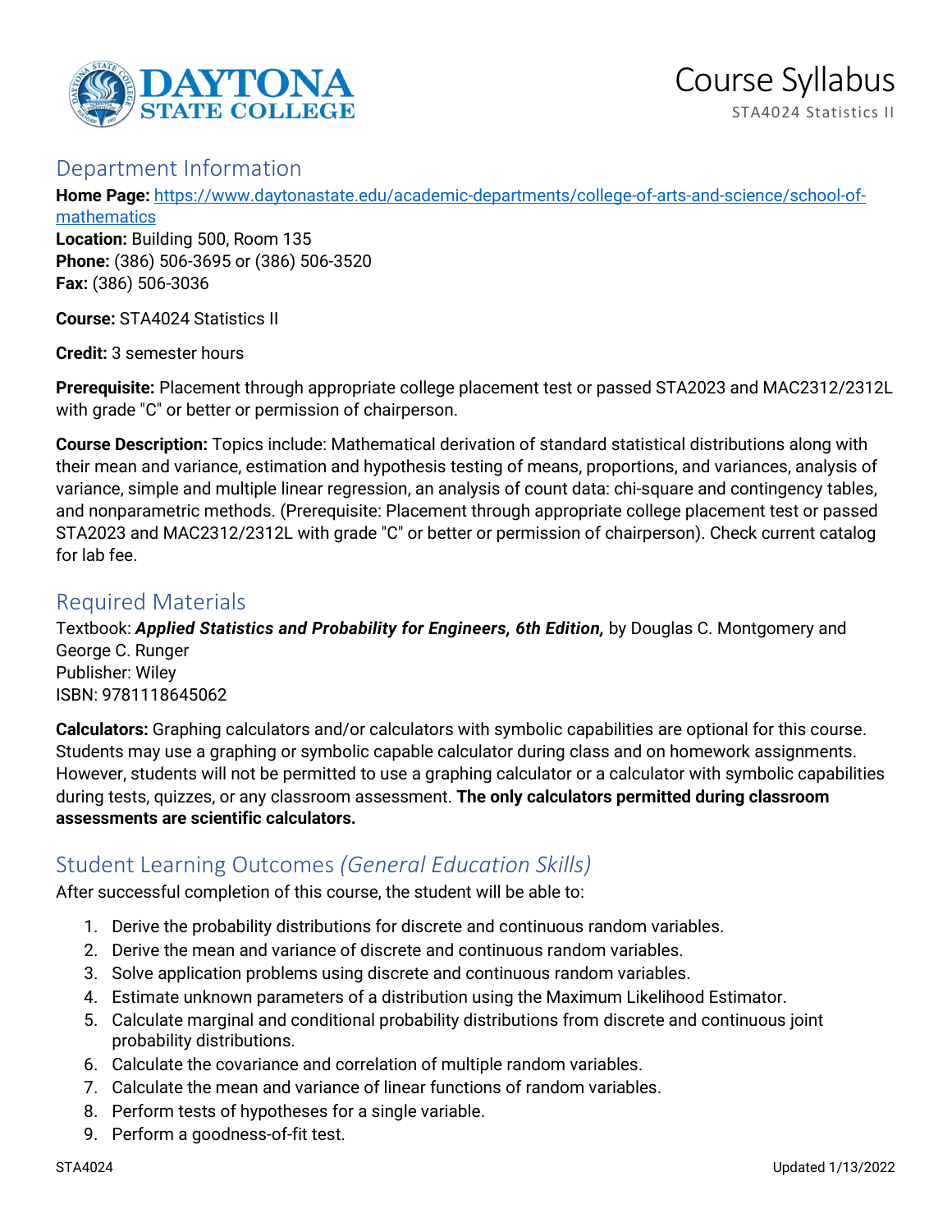# Course Syllabus

STA4024 Statistics II

## Department Information

**Home Page:** [https://www.daytonastate.edu/academic-departments/college-of-arts-and-science/school-of-mathematics](https://www.daytonastate.edu/academic-departments/college-of-arts-and-science/school-of-mathematics)
**Location:** Building 500, Room 135
**Phone:** (386) 506-3695 or (386) 506-3520
**Fax:** (386) 506-3036

**Course:** STA4024 Statistics II

**Credit:** 3 semester hours

**Prerequisite:** Placement through appropriate college placement test or passed STA2023 and MAC2312/2312L with grade "C" or better or permission of chairperson.

**Course Description:** Topics include: Mathematical derivation of standard statistical distributions along with their mean and variance, estimation and hypothesis testing of means, proportions, and variances, analysis of variance, simple and multiple linear regression, an analysis of count data: chi-square and contingency tables, and nonparametric methods. (Prerequisite: Placement through appropriate college placement test or passed STA2023 and MAC2312/2312L with grade "C" or better or permission of chairperson). Check current catalog for lab fee.

## Required Materials

Textbook: ***Applied Statistics and Probability for Engineers, 6th Edition,*** by Douglas C. Montgomery and George C. Runger
Publisher: Wiley
ISBN: 9781118645062

**Calculators:** Graphing calculators and/or calculators with symbolic capabilities are optional for this course. Students may use a graphing or symbolic capable calculator during class and on homework assignments. However, students will not be permitted to use a graphing calculator or a calculator with symbolic capabilities during tests, quizzes, or any classroom assessment. **The only calculators permitted during classroom assessments are scientific calculators.**

## Student Learning Outcomes *(General Education Skills)*

After successful completion of this course, the student will be able to:

1. Derive the probability distributions for discrete and continuous random variables.
2. Derive the mean and variance of discrete and continuous random variables.
3. Solve application problems using discrete and continuous random variables.
4. Estimate unknown parameters of a distribution using the Maximum Likelihood Estimator.
5. Calculate marginal and conditional probability distributions from discrete and continuous joint probability distributions.
6. Calculate the covariance and correlation of multiple random variables.
7. Calculate the mean and variance of linear functions of random variables.
8. Perform tests of hypotheses for a single variable.
9. Perform a goodness-of-fit test.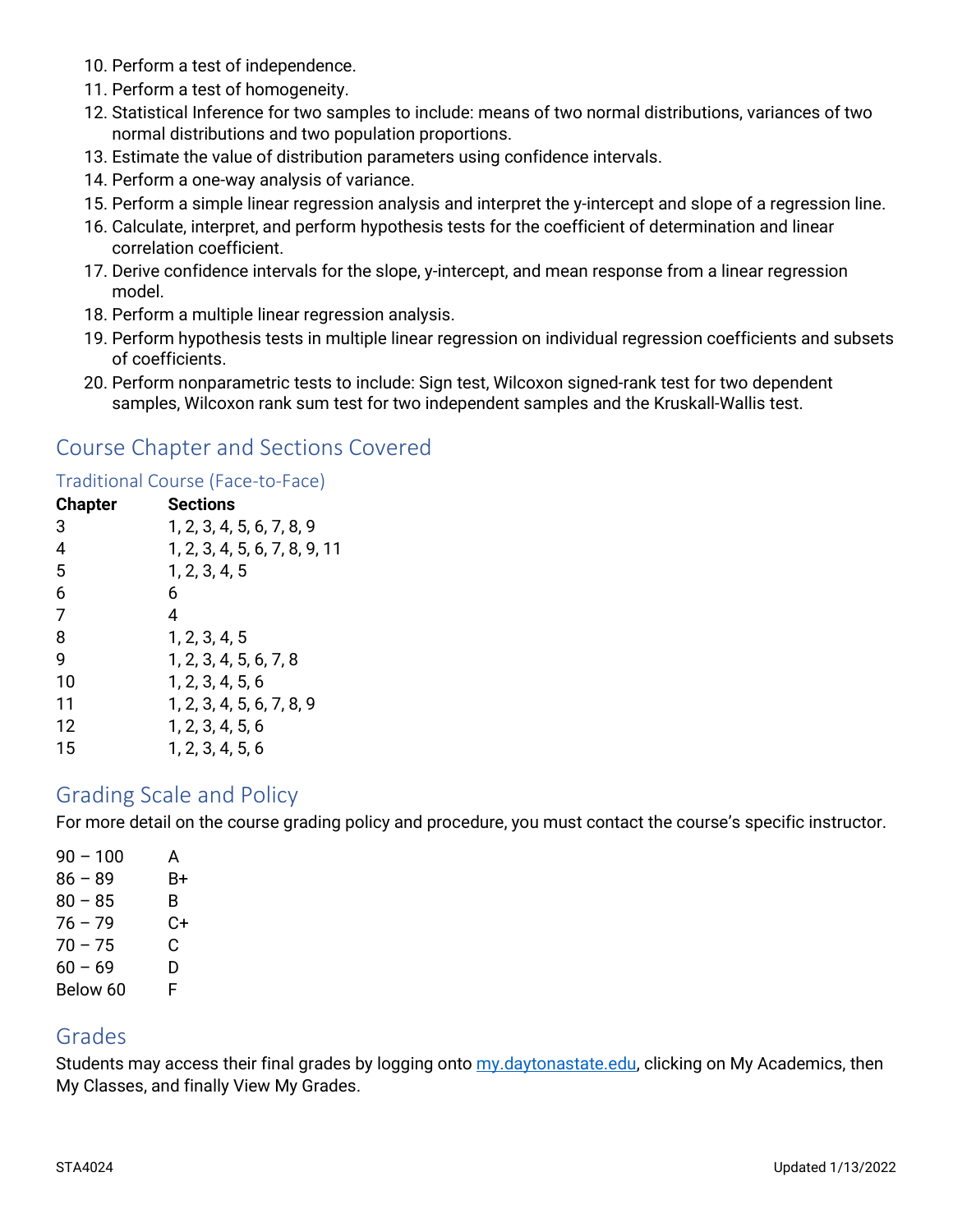10. Perform a test of independence.
11. Perform a test of homogeneity.
12. Statistical Inference for two samples to include: means of two normal distributions, variances of two normal distributions and two population proportions.
13. Estimate the value of distribution parameters using confidence intervals.
14. Perform a one-way analysis of variance.
15. Perform a simple linear regression analysis and interpret the y-intercept and slope of a regression line.
16. Calculate, interpret, and perform hypothesis tests for the coefficient of determination and linear correlation coefficient.
17. Derive confidence intervals for the slope, y-intercept, and mean response from a linear regression model.
18. Perform a multiple linear regression analysis.
19. Perform hypothesis tests in multiple linear regression on individual regression coefficients and subsets of coefficients.
20. Perform nonparametric tests to include: Sign test, Wilcoxon signed-rank test for two dependent samples, Wilcoxon rank sum test for two independent samples and the Kruskall-Wallis test.

## Course Chapter and Sections Covered

### Traditional Course (Face-to-Face)

| Chapter | Sections |
|---|---|
| 3 | 1, 2, 3, 4, 5, 6, 7, 8, 9 |
| 4 | 1, 2, 3, 4, 5, 6, 7, 8, 9, 11 |
| 5 | 1, 2, 3, 4, 5 |
| 6 | 6 |
| 7 | 4 |
| 8 | 1, 2, 3, 4, 5 |
| 9 | 1, 2, 3, 4, 5, 6, 7, 8 |
| 10 | 1, 2, 3, 4, 5, 6 |
| 11 | 1, 2, 3, 4, 5, 6, 7, 8, 9 |
| 12 | 1, 2, 3, 4, 5, 6 |
| 15 | 1, 2, 3, 4, 5, 6 |

## Grading Scale and Policy

For more detail on the course grading policy and procedure, you must contact the course's specific instructor.

| | |
|---|---|
| 90 – 100 | A |
| 86 – 89 | B+ |
| 80 – 85 | B |
| 76 – 79 | C+ |
| 70 – 75 | C |
| 60 – 69 | D |
| Below 60 | F |

## Grades

Students may access their final grades by logging onto [my.daytonastate.edu](my.daytonastate.edu), clicking on My Academics, then My Classes, and finally View My Grades.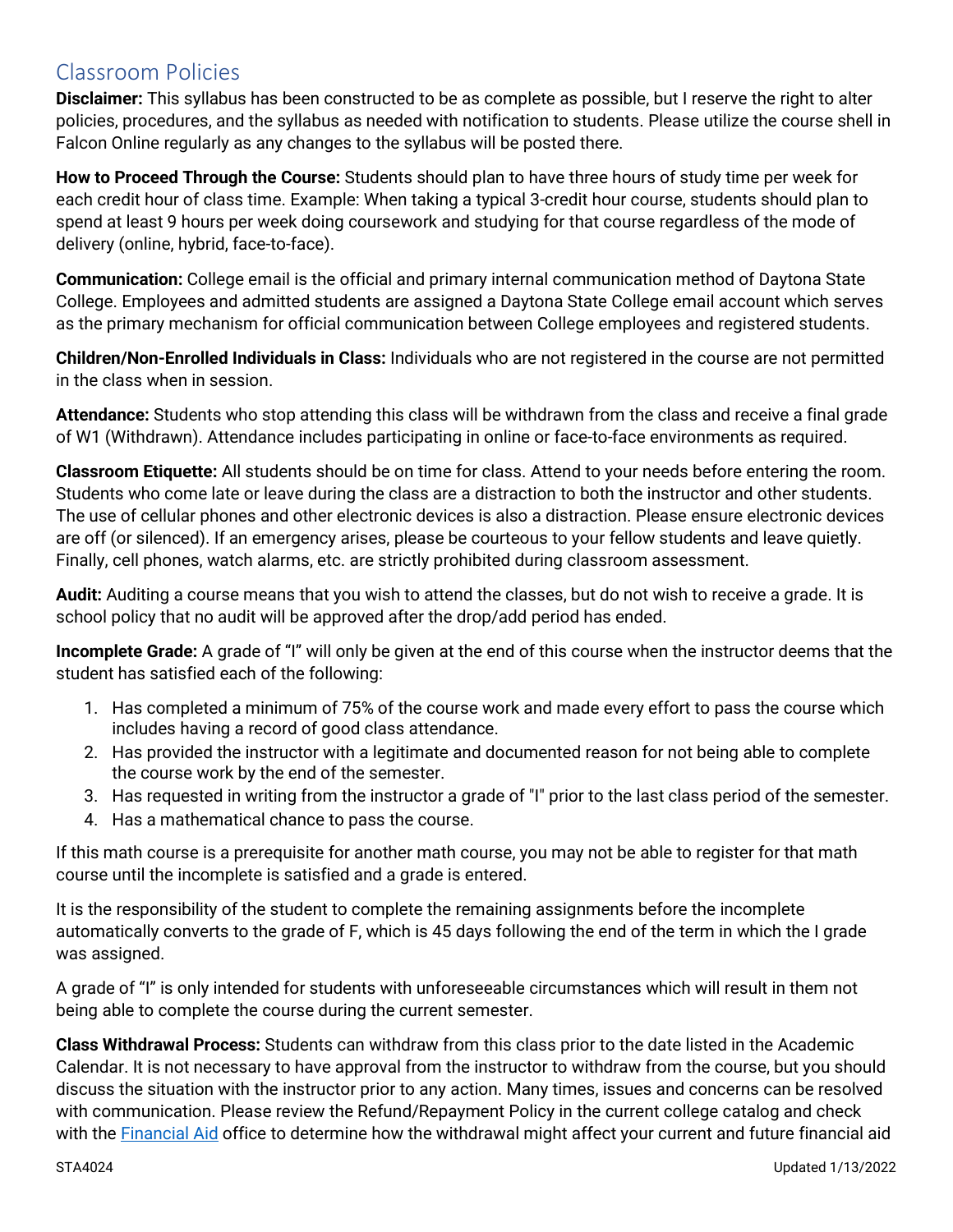## Classroom Policies

**Disclaimer:** This syllabus has been constructed to be as complete as possible, but I reserve the right to alter policies, procedures, and the syllabus as needed with notification to students. Please utilize the course shell in Falcon Online regularly as any changes to the syllabus will be posted there.

**How to Proceed Through the Course:** Students should plan to have three hours of study time per week for each credit hour of class time. Example: When taking a typical 3-credit hour course, students should plan to spend at least 9 hours per week doing coursework and studying for that course regardless of the mode of delivery (online, hybrid, face-to-face).

**Communication:** College email is the official and primary internal communication method of Daytona State College. Employees and admitted students are assigned a Daytona State College email account which serves as the primary mechanism for official communication between College employees and registered students.

**Children/Non-Enrolled Individuals in Class:** Individuals who are not registered in the course are not permitted in the class when in session.

**Attendance:** Students who stop attending this class will be withdrawn from the class and receive a final grade of W1 (Withdrawn). Attendance includes participating in online or face-to-face environments as required.

**Classroom Etiquette:** All students should be on time for class. Attend to your needs before entering the room. Students who come late or leave during the class are a distraction to both the instructor and other students. The use of cellular phones and other electronic devices is also a distraction. Please ensure electronic devices are off (or silenced). If an emergency arises, please be courteous to your fellow students and leave quietly. Finally, cell phones, watch alarms, etc. are strictly prohibited during classroom assessment.

**Audit:** Auditing a course means that you wish to attend the classes, but do not wish to receive a grade. It is school policy that no audit will be approved after the drop/add period has ended.

**Incomplete Grade:** A grade of "I" will only be given at the end of this course when the instructor deems that the student has satisfied each of the following:

1. Has completed a minimum of 75% of the course work and made every effort to pass the course which includes having a record of good class attendance.
2. Has provided the instructor with a legitimate and documented reason for not being able to complete the course work by the end of the semester.
3. Has requested in writing from the instructor a grade of "I" prior to the last class period of the semester.
4. Has a mathematical chance to pass the course.

If this math course is a prerequisite for another math course, you may not be able to register for that math course until the incomplete is satisfied and a grade is entered.

It is the responsibility of the student to complete the remaining assignments before the incomplete automatically converts to the grade of F, which is 45 days following the end of the term in which the I grade was assigned.

A grade of "I" is only intended for students with unforeseeable circumstances which will result in them not being able to complete the course during the current semester.

**Class Withdrawal Process:** Students can withdraw from this class prior to the date listed in the Academic Calendar. It is not necessary to have approval from the instructor to withdraw from the course, but you should discuss the situation with the instructor prior to any action. Many times, issues and concerns can be resolved with communication. Please review the Refund/Repayment Policy in the current college catalog and check with the Financial Aid office to determine how the withdrawal might affect your current and future financial aid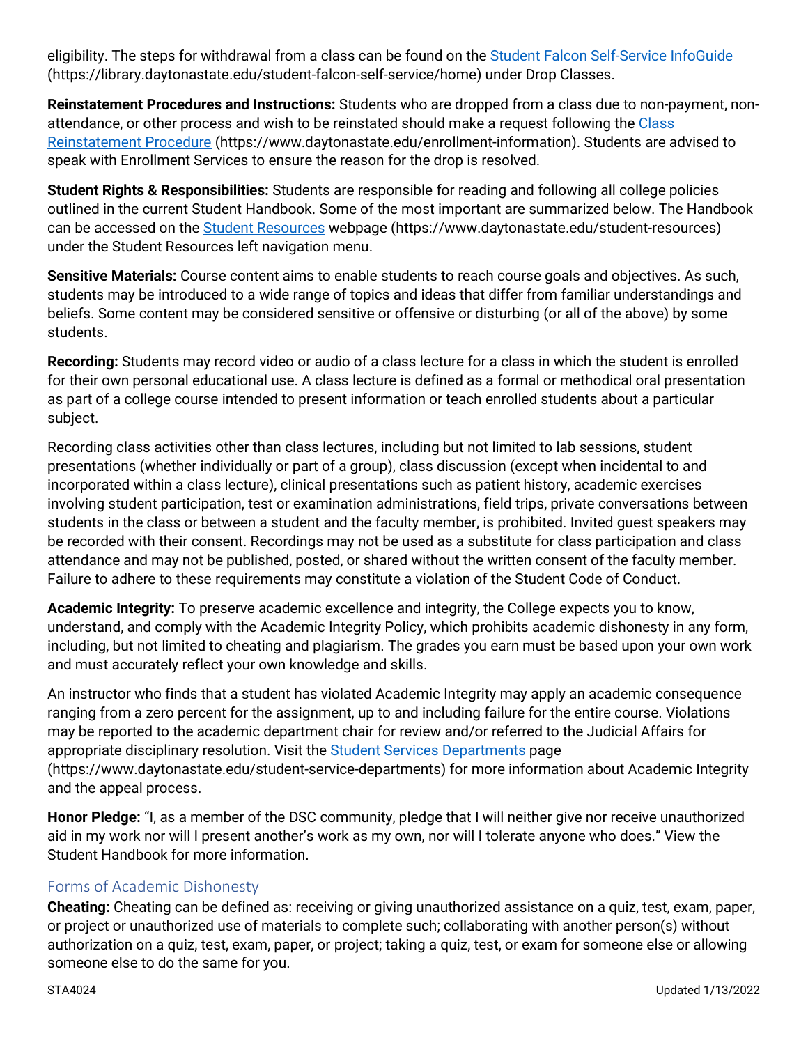eligibility. The steps for withdrawal from a class can be found on the [Student Falcon Self-Service InfoGuide](https://library.daytonastate.edu/student-falcon-self-service/home) (https://library.daytonastate.edu/student-falcon-self-service/home) under Drop Classes.

**Reinstatement Procedures and Instructions:** Students who are dropped from a class due to non-payment, non-attendance, or other process and wish to be reinstated should make a request following the [Class Reinstatement Procedure](https://www.daytonastate.edu/enrollment-information) (https://www.daytonastate.edu/enrollment-information). Students are advised to speak with Enrollment Services to ensure the reason for the drop is resolved.

**Student Rights & Responsibilities:** Students are responsible for reading and following all college policies outlined in the current Student Handbook. Some of the most important are summarized below. The Handbook can be accessed on the [Student Resources](https://www.daytonastate.edu/student-resources) webpage (https://www.daytonastate.edu/student-resources) under the Student Resources left navigation menu.

**Sensitive Materials:** Course content aims to enable students to reach course goals and objectives. As such, students may be introduced to a wide range of topics and ideas that differ from familiar understandings and beliefs. Some content may be considered sensitive or offensive or disturbing (or all of the above) by some students.

**Recording:** Students may record video or audio of a class lecture for a class in which the student is enrolled for their own personal educational use. A class lecture is defined as a formal or methodical oral presentation as part of a college course intended to present information or teach enrolled students about a particular subject.

Recording class activities other than class lectures, including but not limited to lab sessions, student presentations (whether individually or part of a group), class discussion (except when incidental to and incorporated within a class lecture), clinical presentations such as patient history, academic exercises involving student participation, test or examination administrations, field trips, private conversations between students in the class or between a student and the faculty member, is prohibited. Invited guest speakers may be recorded with their consent. Recordings may not be used as a substitute for class participation and class attendance and may not be published, posted, or shared without the written consent of the faculty member. Failure to adhere to these requirements may constitute a violation of the Student Code of Conduct.

**Academic Integrity:** To preserve academic excellence and integrity, the College expects you to know, understand, and comply with the Academic Integrity Policy, which prohibits academic dishonesty in any form, including, but not limited to cheating and plagiarism. The grades you earn must be based upon your own work and must accurately reflect your own knowledge and skills.

An instructor who finds that a student has violated Academic Integrity may apply an academic consequence ranging from a zero percent for the assignment, up to and including failure for the entire course. Violations may be reported to the academic department chair for review and/or referred to the Judicial Affairs for appropriate disciplinary resolution. Visit the [Student Services Departments](https://www.daytonastate.edu/student-service-departments) page (https://www.daytonastate.edu/student-service-departments) for more information about Academic Integrity and the appeal process.

**Honor Pledge:** "I, as a member of the DSC community, pledge that I will neither give nor receive unauthorized aid in my work nor will I present another's work as my own, nor will I tolerate anyone who does." View the Student Handbook for more information.

## Forms of Academic Dishonesty

**Cheating:** Cheating can be defined as: receiving or giving unauthorized assistance on a quiz, test, exam, paper, or project or unauthorized use of materials to complete such; collaborating with another person(s) without authorization on a quiz, test, exam, paper, or project; taking a quiz, test, or exam for someone else or allowing someone else to do the same for you.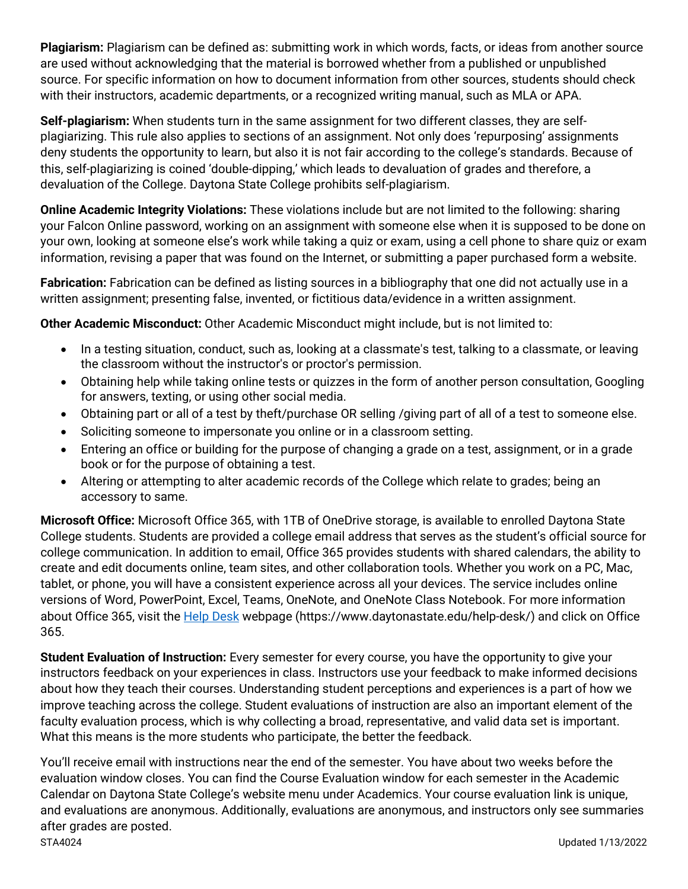**Plagiarism:** Plagiarism can be defined as: submitting work in which words, facts, or ideas from another source are used without acknowledging that the material is borrowed whether from a published or unpublished source. For specific information on how to document information from other sources, students should check with their instructors, academic departments, or a recognized writing manual, such as MLA or APA.

**Self-plagiarism:** When students turn in the same assignment for two different classes, they are self-plagiarizing. This rule also applies to sections of an assignment. Not only does 'repurposing' assignments deny students the opportunity to learn, but also it is not fair according to the college's standards. Because of this, self-plagiarizing is coined 'double-dipping,' which leads to devaluation of grades and therefore, a devaluation of the College. Daytona State College prohibits self-plagiarism.

**Online Academic Integrity Violations:** These violations include but are not limited to the following: sharing your Falcon Online password, working on an assignment with someone else when it is supposed to be done on your own, looking at someone else's work while taking a quiz or exam, using a cell phone to share quiz or exam information, revising a paper that was found on the Internet, or submitting a paper purchased form a website.

**Fabrication:** Fabrication can be defined as listing sources in a bibliography that one did not actually use in a written assignment; presenting false, invented, or fictitious data/evidence in a written assignment.

**Other Academic Misconduct:** Other Academic Misconduct might include, but is not limited to:

- In a testing situation, conduct, such as, looking at a classmate's test, talking to a classmate, or leaving the classroom without the instructor's or proctor's permission.
- Obtaining help while taking online tests or quizzes in the form of another person consultation, Googling for answers, texting, or using other social media.
- Obtaining part or all of a test by theft/purchase OR selling /giving part of all of a test to someone else.
- Soliciting someone to impersonate you online or in a classroom setting.
- Entering an office or building for the purpose of changing a grade on a test, assignment, or in a grade book or for the purpose of obtaining a test.
- Altering or attempting to alter academic records of the College which relate to grades; being an accessory to same.

**Microsoft Office:** Microsoft Office 365, with 1TB of OneDrive storage, is available to enrolled Daytona State College students. Students are provided a college email address that serves as the student's official source for college communication. In addition to email, Office 365 provides students with shared calendars, the ability to create and edit documents online, team sites, and other collaboration tools. Whether you work on a PC, Mac, tablet, or phone, you will have a consistent experience across all your devices. The service includes online versions of Word, PowerPoint, Excel, Teams, OneNote, and OneNote Class Notebook. For more information about Office 365, visit the [Help Desk](https://www.daytonastate.edu/help-desk/) webpage (https://www.daytonastate.edu/help-desk/) and click on Office 365.

**Student Evaluation of Instruction:** Every semester for every course, you have the opportunity to give your instructors feedback on your experiences in class. Instructors use your feedback to make informed decisions about how they teach their courses. Understanding student perceptions and experiences is a part of how we improve teaching across the college. Student evaluations of instruction are also an important element of the faculty evaluation process, which is why collecting a broad, representative, and valid data set is important. What this means is the more students who participate, the better the feedback.

You'll receive email with instructions near the end of the semester. You have about two weeks before the evaluation window closes. You can find the Course Evaluation window for each semester in the Academic Calendar on Daytona State College's website menu under Academics. Your course evaluation link is unique, and evaluations are anonymous. Additionally, evaluations are anonymous, and instructors only see summaries after grades are posted.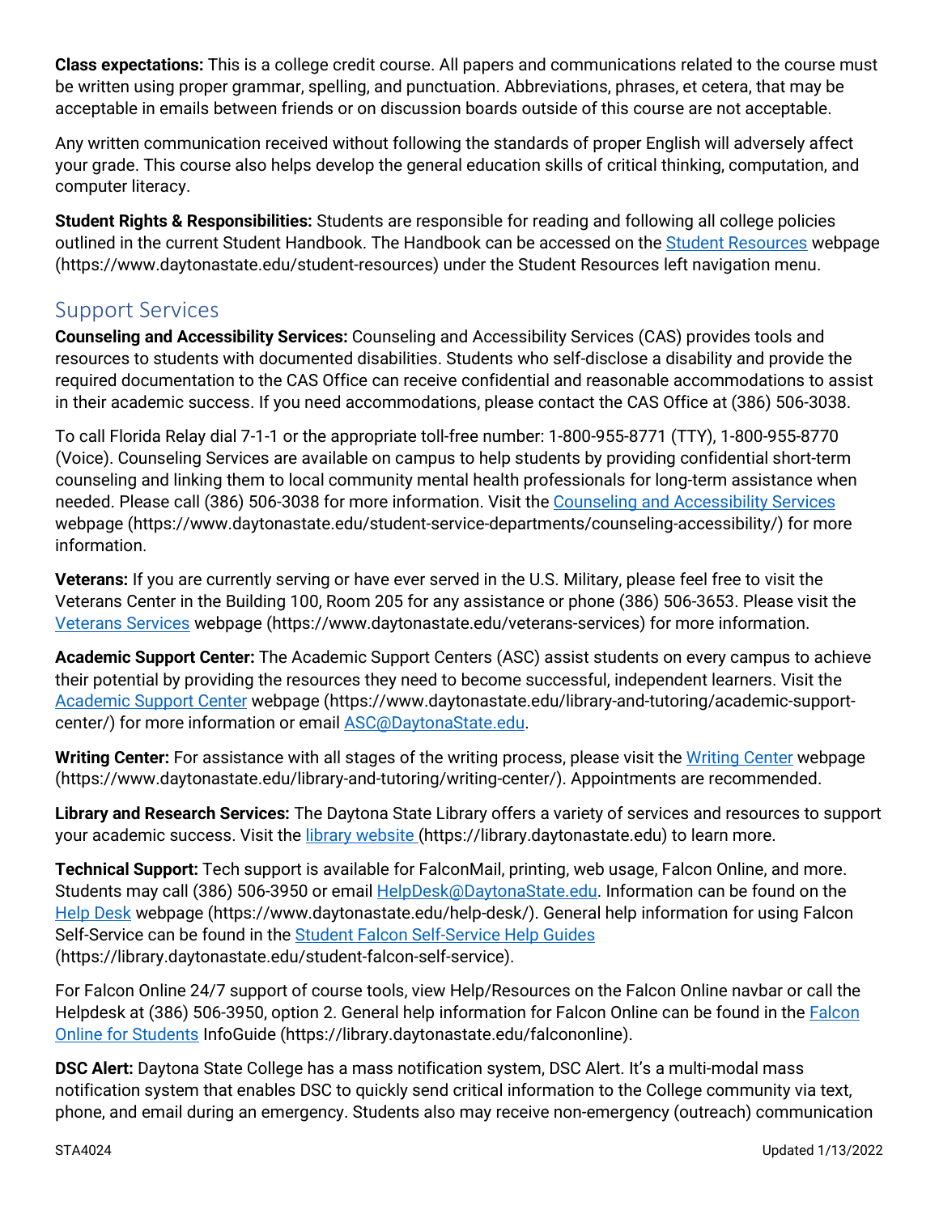**Class expectations:** This is a college credit course. All papers and communications related to the course must be written using proper grammar, spelling, and punctuation. Abbreviations, phrases, et cetera, that may be acceptable in emails between friends or on discussion boards outside of this course are not acceptable.

Any written communication received without following the standards of proper English will adversely affect your grade. This course also helps develop the general education skills of critical thinking, computation, and computer literacy.

**Student Rights & Responsibilities:** Students are responsible for reading and following all college policies outlined in the current Student Handbook. The Handbook can be accessed on the [Student Resources](https://www.daytonastate.edu/student-resources) webpage (https://www.daytonastate.edu/student-resources) under the Student Resources left navigation menu.

## Support Services

**Counseling and Accessibility Services:** Counseling and Accessibility Services (CAS) provides tools and resources to students with documented disabilities. Students who self-disclose a disability and provide the required documentation to the CAS Office can receive confidential and reasonable accommodations to assist in their academic success. If you need accommodations, please contact the CAS Office at (386) 506-3038.

To call Florida Relay dial 7-1-1 or the appropriate toll-free number: 1-800-955-8771 (TTY), 1-800-955-8770 (Voice). Counseling Services are available on campus to help students by providing confidential short-term counseling and linking them to local community mental health professionals for long-term assistance when needed. Please call (386) 506-3038 for more information. Visit the [Counseling and Accessibility Services](https://www.daytonastate.edu/student-service-departments/counseling-accessibility/) webpage (https://www.daytonastate.edu/student-service-departments/counseling-accessibility/) for more information.

**Veterans:** If you are currently serving or have ever served in the U.S. Military, please feel free to visit the Veterans Center in the Building 100, Room 205 for any assistance or phone (386) 506-3653. Please visit the [Veterans Services](https://www.daytonastate.edu/veterans-services) webpage (https://www.daytonastate.edu/veterans-services) for more information.

**Academic Support Center:** The Academic Support Centers (ASC) assist students on every campus to achieve their potential by providing the resources they need to become successful, independent learners. Visit the [Academic Support Center](https://www.daytonastate.edu/library-and-tutoring/academic-support-center/) webpage (https://www.daytonastate.edu/library-and-tutoring/academic-support-center/) for more information or email [ASC@DaytonaState.edu](mailto:ASC@DaytonaState.edu).

**Writing Center:** For assistance with all stages of the writing process, please visit the [Writing Center](https://www.daytonastate.edu/library-and-tutoring/writing-center/) webpage (https://www.daytonastate.edu/library-and-tutoring/writing-center/). Appointments are recommended.

**Library and Research Services:** The Daytona State Library offers a variety of services and resources to support your academic success. Visit the [library website](https://library.daytonastate.edu) (https://library.daytonastate.edu) to learn more.

**Technical Support:** Tech support is available for FalconMail, printing, web usage, Falcon Online, and more. Students may call (386) 506-3950 or email [HelpDesk@DaytonaState.edu](mailto:HelpDesk@DaytonaState.edu). Information can be found on the [Help Desk](https://www.daytonastate.edu/help-desk/) webpage (https://www.daytonastate.edu/help-desk/). General help information for using Falcon Self-Service can be found in the [Student Falcon Self-Service Help Guides](https://library.daytonastate.edu/student-falcon-self-service) (https://library.daytonastate.edu/student-falcon-self-service).

For Falcon Online 24/7 support of course tools, view Help/Resources on the Falcon Online navbar or call the Helpdesk at (386) 506-3950, option 2. General help information for Falcon Online can be found in the [Falcon Online for Students](https://library.daytonastate.edu/falcononline) InfoGuide (https://library.daytonastate.edu/falcononline).

**DSC Alert:** Daytona State College has a mass notification system, DSC Alert. It's a multi-modal mass notification system that enables DSC to quickly send critical information to the College community via text, phone, and email during an emergency. Students also may receive non-emergency (outreach) communication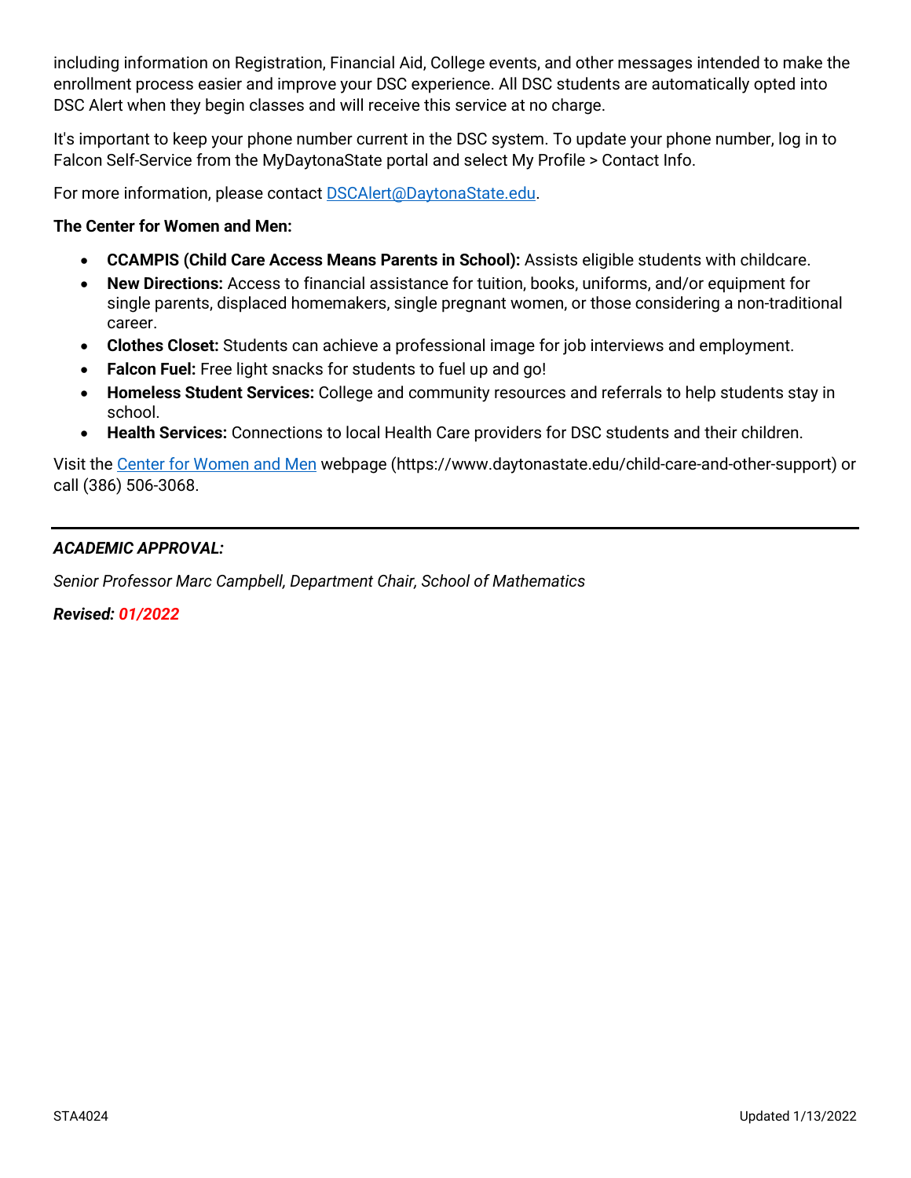including information on Registration, Financial Aid, College events, and other messages intended to make the enrollment process easier and improve your DSC experience. All DSC students are automatically opted into DSC Alert when they begin classes and will receive this service at no charge.

It's important to keep your phone number current in the DSC system. To update your phone number, log in to Falcon Self-Service from the MyDaytonaState portal and select My Profile > Contact Info.

For more information, please contact [DSCAlert@DaytonaState.edu](mailto:DSCAlert@DaytonaState.edu).

**The Center for Women and Men:**

- **CCAMPIS (Child Care Access Means Parents in School):** Assists eligible students with childcare.
- **New Directions:** Access to financial assistance for tuition, books, uniforms, and/or equipment for single parents, displaced homemakers, single pregnant women, or those considering a non-traditional career.
- **Clothes Closet:** Students can achieve a professional image for job interviews and employment.
- **Falcon Fuel:** Free light snacks for students to fuel up and go!
- **Homeless Student Services:** College and community resources and referrals to help students stay in school.
- **Health Services:** Connections to local Health Care providers for DSC students and their children.

Visit the [Center for Women and Men](https://www.daytonastate.edu/child-care-and-other-support) webpage (https://www.daytonastate.edu/child-care-and-other-support) or call (386) 506-3068.

---

***ACADEMIC APPROVAL:***

*Senior Professor Marc Campbell, Department Chair, School of Mathematics*

***Revised: 01/2022***